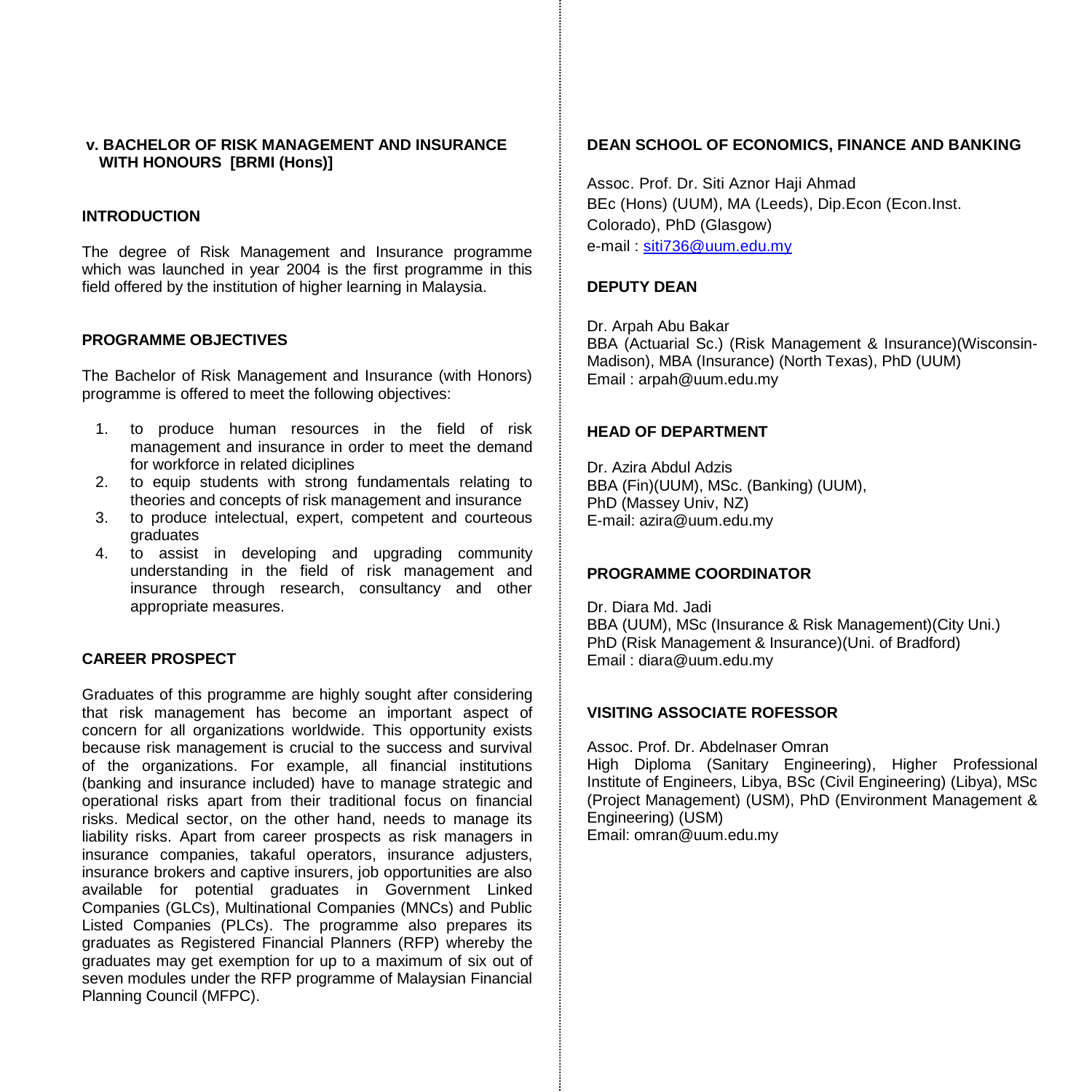## v. BACHELOR OF RISK MANAGEMENT AND INSURANCE WITH HONOURS [BRMI (Hons)]

### INTRODUCTION

The degree of Risk Management and Insurance programme which was launched in year 2004 is the first programme in this field offered by the institution of higher learning in Malaysia.

### PROGRAMME OBJECTIVES

The Bachelor of Risk Management and Insurance (with Honors) programme is offered to meet the following objectives:

1. to produce human resources in the field of risk management and insurance in order to meet the demand for workforce in related diciplines
2. to equip students with strong fundamentals relating to theories and concepts of risk management and insurance
3. to produce intelectual, expert, competent and courteous graduates
4. to assist in developing and upgrading community understanding in the field of risk management and insurance through research, consultancy and other appropriate measures.

### CAREER PROSPECT

Graduates of this programme are highly sought after considering that risk management has become an important aspect of concern for all organizations worldwide. This opportunity exists because risk management is crucial to the success and survival of the organizations. For example, all financial institutions (banking and insurance included) have to manage strategic and operational risks apart from their traditional focus on financial risks. Medical sector, on the other hand, needs to manage its liability risks. Apart from career prospects as risk managers in insurance companies, takaful operators, insurance adjusters, insurance brokers and captive insurers, job opportunities are also available for potential graduates in Government Linked Companies (GLCs), Multinational Companies (MNCs) and Public Listed Companies (PLCs). The programme also prepares its graduates as Registered Financial Planners (RFP) whereby the graduates may get exemption for up to a maximum of six out of seven modules under the RFP programme of Malaysian Financial Planning Council (MFPC).

### DEAN SCHOOL OF ECONOMICS, FINANCE AND BANKING

Assoc. Prof. Dr. Siti Aznor Haji Ahmad
BEc (Hons) (UUM), MA (Leeds), Dip.Econ (Econ.Inst. Colorado), PhD (Glasgow)
e-mail : siti736@uum.edu.my

### DEPUTY DEAN

Dr. Arpah Abu Bakar
BBA (Actuarial Sc.) (Risk Management & Insurance)(Wisconsin-Madison), MBA (Insurance) (North Texas), PhD (UUM)
Email : arpah@uum.edu.my

### HEAD OF DEPARTMENT

Dr. Azira Abdul Adzis
BBA (Fin)(UUM), MSc. (Banking) (UUM),
PhD (Massey Univ, NZ)
E-mail: azira@uum.edu.my

### PROGRAMME COORDINATOR

Dr. Diara Md. Jadi
BBA (UUM), MSc (Insurance & Risk Management)(City Uni.)
PhD (Risk Management & Insurance)(Uni. of Bradford)
Email : diara@uum.edu.my

### VISITING ASSOCIATE ROFESSOR

Assoc. Prof. Dr. Abdelnaser Omran
High Diploma (Sanitary Engineering), Higher Professional Institute of Engineers, Libya, BSc (Civil Engineering) (Libya), MSc (Project Management) (USM), PhD (Environment Management & Engineering) (USM)
Email: omran@uum.edu.my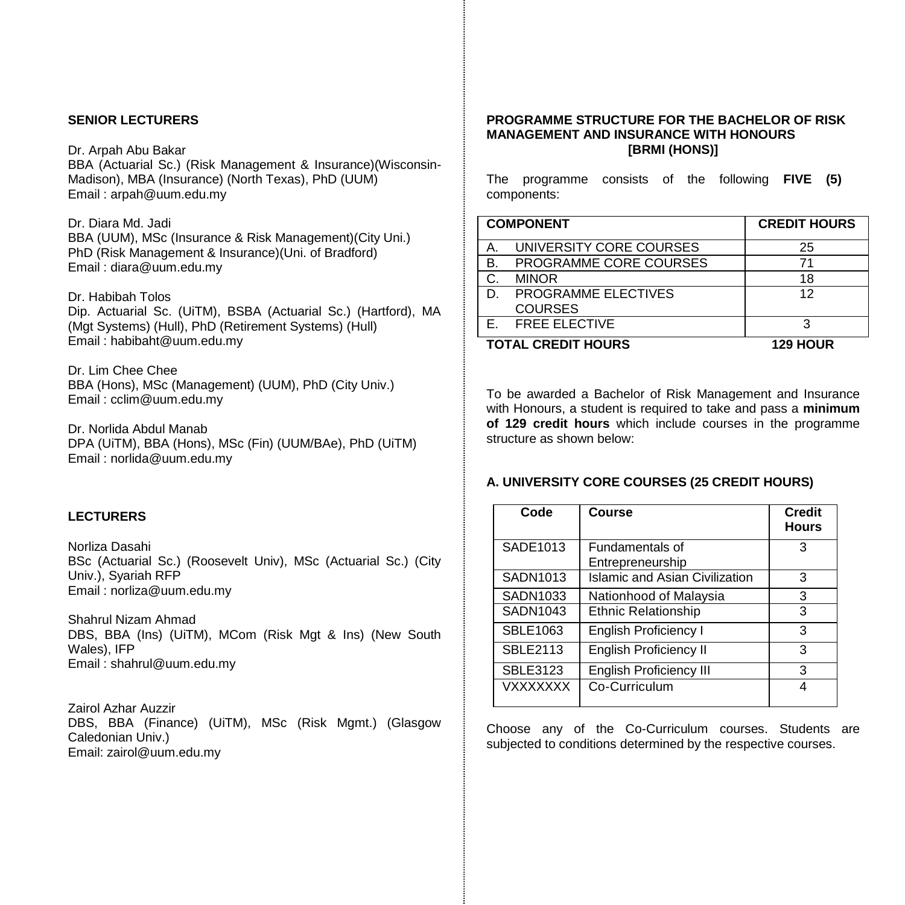## SENIOR LECTURERS

Dr. Arpah Abu Bakar
BBA (Actuarial Sc.) (Risk Management & Insurance)(Wisconsin-Madison), MBA (Insurance) (North Texas), PhD (UUM)
Email : arpah@uum.edu.my

Dr. Diara Md. Jadi
BBA (UUM), MSc (Insurance & Risk Management)(City Uni.)
PhD (Risk Management & Insurance)(Uni. of Bradford)
Email : diara@uum.edu.my

Dr. Habibah Tolos
Dip. Actuarial Sc. (UiTM), BSBA (Actuarial Sc.) (Hartford), MA (Mgt Systems) (Hull), PhD (Retirement Systems) (Hull)
Email : habibaht@uum.edu.my

Dr. Lim Chee Chee
BBA (Hons), MSc (Management) (UUM), PhD (City Univ.)
Email : cclim@uum.edu.my

Dr. Norlida Abdul Manab
DPA (UiTM), BBA (Hons), MSc (Fin) (UUM/BAe), PhD (UiTM)
Email : norlida@uum.edu.my

## LECTURERS

Norliza Dasahi
BSc (Actuarial Sc.) (Roosevelt Univ), MSc (Actuarial Sc.) (City Univ.), Syariah RFP
Email : norliza@uum.edu.my

Shahrul Nizam Ahmad
DBS, BBA (Ins) (UiTM), MCom (Risk Mgt & Ins) (New South Wales), IFP
Email : shahrul@uum.edu.my

Zairol Azhar Auzzir
DBS, BBA (Finance) (UiTM), MSc (Risk Mgmt.) (Glasgow Caledonian Univ.)
Email: zairol@uum.edu.my

## PROGRAMME STRUCTURE FOR THE BACHELOR OF RISK MANAGEMENT AND INSURANCE WITH HONOURS [BRMI (HONS)]

The programme consists of the following **FIVE (5)** components:

| COMPONENT | CREDIT HOURS |
|---|---|
| A. UNIVERSITY CORE COURSES | 25 |
| B. PROGRAMME CORE COURSES | 71 |
| C. MINOR | 18 |
| D. PROGRAMME ELECTIVES COURSES | 12 |
| E. FREE ELECTIVE | 3 |
| **TOTAL CREDIT HOURS** | **129 HOUR** |

To be awarded a Bachelor of Risk Management and Insurance with Honours, a student is required to take and pass a **minimum of 129 credit hours** which include courses in the programme structure as shown below:

### A. UNIVERSITY CORE COURSES (25 CREDIT HOURS)

| Code | Course | Credit Hours |
|---|---|---|
| SADE1013 | Fundamentals of Entrepreneurship | 3 |
| SADN1013 | Islamic and Asian Civilization | 3 |
| SADN1033 | Nationhood of Malaysia | 3 |
| SADN1043 | Ethnic Relationship | 3 |
| SBLE1063 | English Proficiency I | 3 |
| SBLE2113 | English Proficiency II | 3 |
| SBLE3123 | English Proficiency III | 3 |
| VXXXXXXX | Co-Curriculum | 4 |

Choose any of the Co-Curriculum courses. Students are subjected to conditions determined by the respective courses.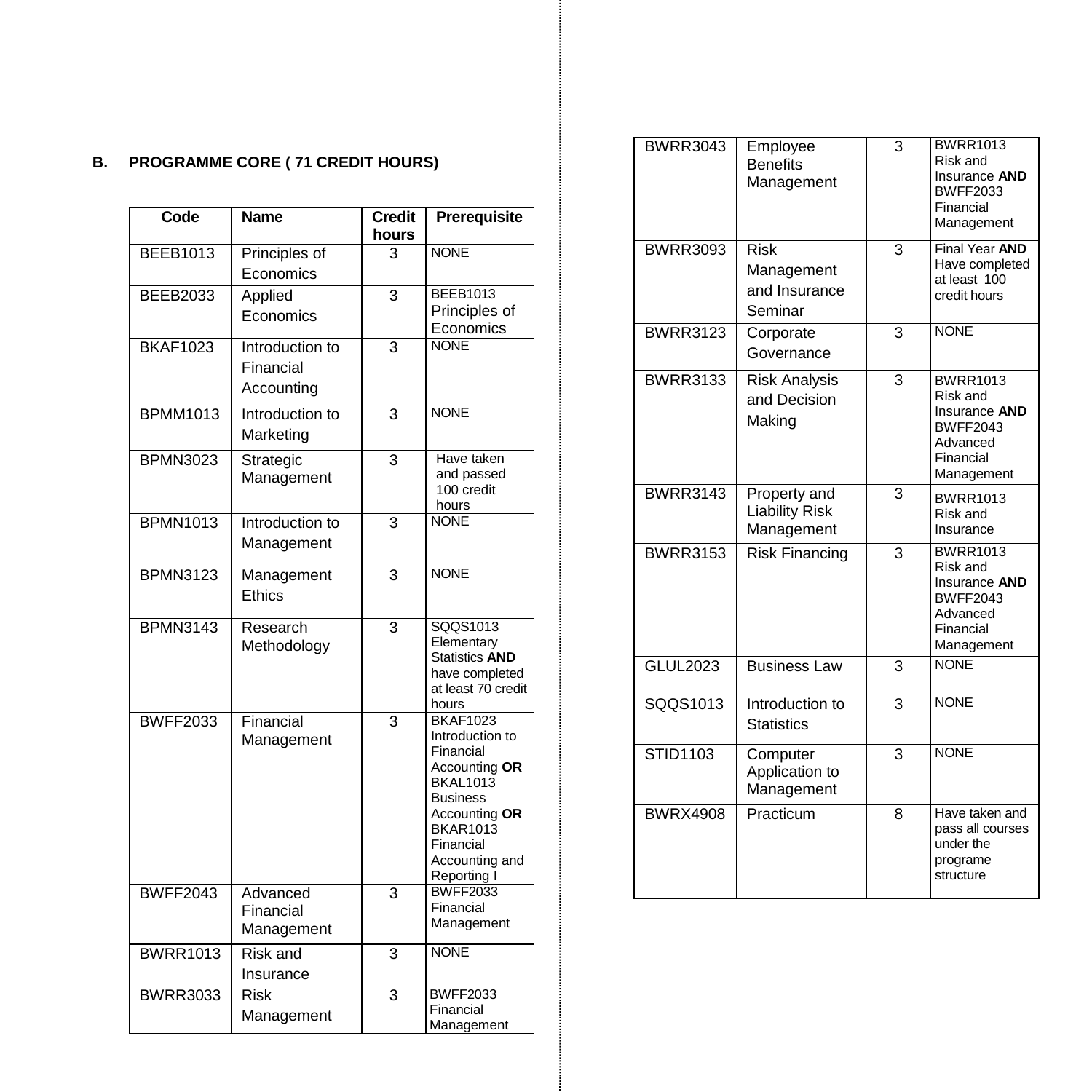## B. PROGRAMME CORE ( 71 CREDIT HOURS)

| Code | Name | Credit hours | Prerequisite |
|---|---|---|---|
| BEEB1013 | Principles of Economics | 3 | NONE |
| BEEB2033 | Applied Economics | 3 | BEEB1013 Principles of Economics |
| BKAF1023 | Introduction to Financial Accounting | 3 | NONE |
| BPMM1013 | Introduction to Marketing | 3 | NONE |
| BPMN3023 | Strategic Management | 3 | Have taken and passed 100 credit hours |
| BPMN1013 | Introduction to Management | 3 | NONE |
| BPMN3123 | Management Ethics | 3 | NONE |
| BPMN3143 | Research Methodology | 3 | SQQS1013 Elementary Statistics **AND** have completed at least 70 credit hours |
| BWFF2033 | Financial Management | 3 | BKAF1023 Introduction to Financial Accounting **OR** BKAL1013 Business Accounting **OR** BKAR1013 Financial Accounting and Reporting I |
| BWFF2043 | Advanced Financial Management | 3 | BWFF2033 Financial Management |
| BWRR1013 | Risk and Insurance | 3 | NONE |
| BWRR3033 | Risk Management | 3 | BWFF2033 Financial Management |
| BWRR3043 | Employee Benefits Management | 3 | BWRR1013 Risk and Insurance **AND** BWFF2033 Financial Management |
| BWRR3093 | Risk Management and Insurance Seminar | 3 | Final Year **AND** Have completed at least 100 credit hours |
| BWRR3123 | Corporate Governance | 3 | NONE |
| BWRR3133 | Risk Analysis and Decision Making | 3 | BWRR1013 Risk and Insurance **AND** BWFF2043 Advanced Financial Management |
| BWRR3143 | Property and Liability Risk Management | 3 | BWRR1013 Risk and Insurance |
| BWRR3153 | Risk Financing | 3 | BWRR1013 Risk and Insurance **AND** BWFF2043 Advanced Financial Management |
| GLUL2023 | Business Law | 3 | NONE |
| SQQS1013 | Introduction to Statistics | 3 | NONE |
| STID1103 | Computer Application to Management | 3 | NONE |
| BWRX4908 | Practicum | 8 | Have taken and pass all courses under the programe structure |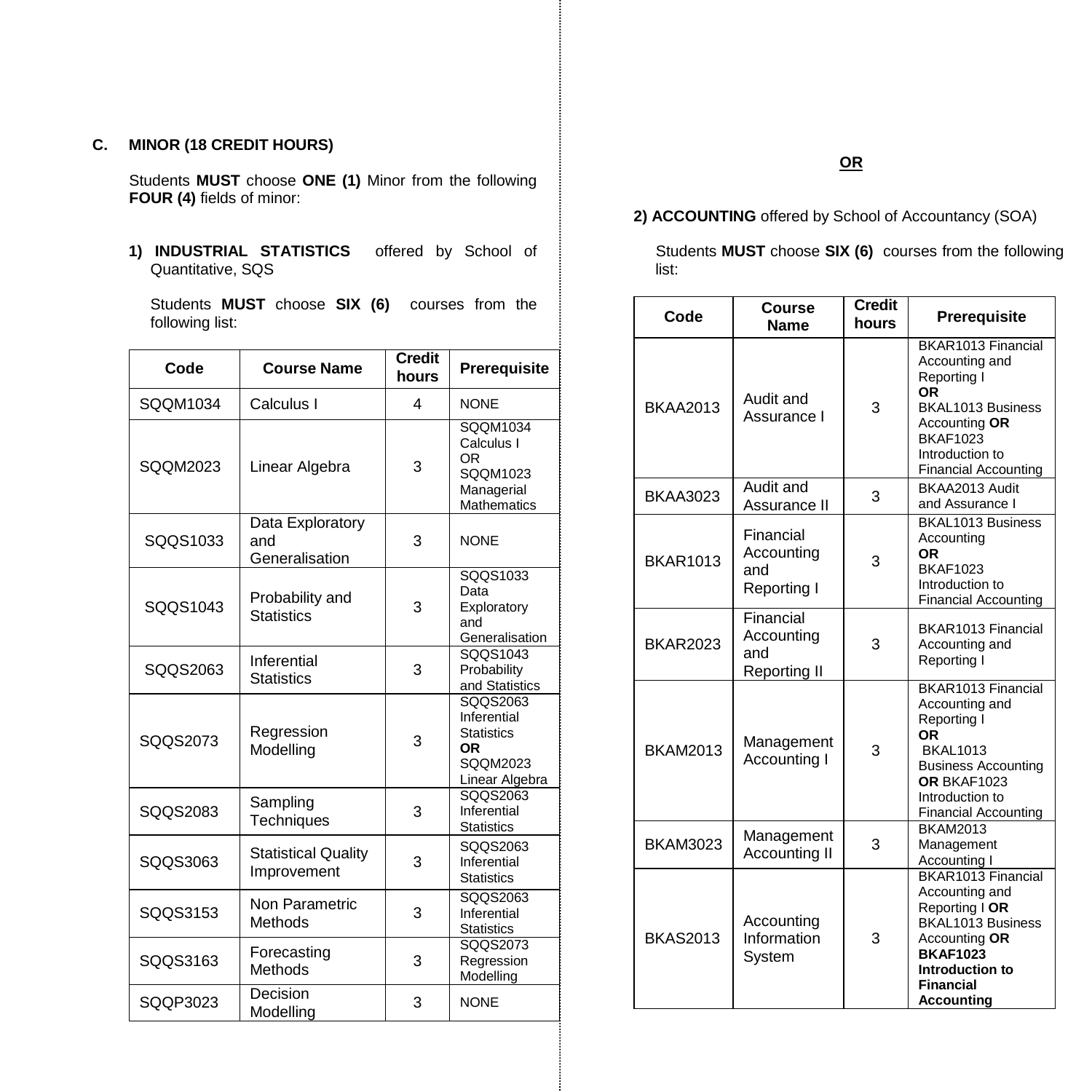## C. MINOR (18 CREDIT HOURS)

Students **MUST** choose **ONE (1)** Minor from the following **FOUR (4)** fields of minor:

**1) INDUSTRIAL STATISTICS** offered by School of Quantitative, SQS

Students **MUST** choose **SIX (6)** courses from the following list:

| Code | Course Name | Credit hours | Prerequisite |
|---|---|---|---|
| SQQM1034 | Calculus I | 4 | NONE |
| SQQM2023 | Linear Algebra | 3 | SQQM1034 Calculus I OR SQQM1023 Managerial Mathematics |
| SQQS1033 | Data Exploratory and Generalisation | 3 | NONE |
| SQQS1043 | Probability and Statistics | 3 | SQQS1033 Data Exploratory and Generalisation |
| SQQS2063 | Inferential Statistics | 3 | SQQS1043 Probability and Statistics |
| SQQS2073 | Regression Modelling | 3 | SQQS2063 Inferential Statistics **OR** SQQM2023 Linear Algebra |
| SQQS2083 | Sampling Techniques | 3 | SQQS2063 Inferential Statistics |
| SQQS3063 | Statistical Quality Improvement | 3 | SQQS2063 Inferential Statistics |
| SQQS3153 | Non Parametric Methods | 3 | SQQS2063 Inferential Statistics |
| SQQS3163 | Forecasting Methods | 3 | SQQS2073 Regression Modelling |
| SQQP3023 | Decision Modelling | 3 | NONE |

**OR**

**2) ACCOUNTING** offered by School of Accountancy (SOA)

Students **MUST** choose **SIX (6)** courses from the following list:

| Code | Course Name | Credit hours | Prerequisite |
|---|---|---|---|
| BKAA2013 | Audit and Assurance I | 3 | BKAR1013 Financial Accounting and Reporting I **OR** BKAL1013 Business Accounting **OR** BKAF1023 Introduction to Financial Accounting |
| BKAA3023 | Audit and Assurance II | 3 | BKAA2013 Audit and Assurance I |
| BKAR1013 | Financial Accounting and Reporting I | 3 | BKAL1013 Business Accounting **OR** BKAF1023 Introduction to Financial Accounting |
| BKAR2023 | Financial Accounting and Reporting II | 3 | BKAR1013 Financial Accounting and Reporting I |
| BKAM2013 | Management Accounting I | 3 | BKAR1013 Financial Accounting and Reporting I **OR** BKAL1013 Business Accounting **OR** BKAF1023 Introduction to Financial Accounting |
| BKAM3023 | Management Accounting II | 3 | BKAM2013 Management Accounting I |
| BKAS2013 | Accounting Information System | 3 | BKAR1013 Financial Accounting and Reporting I **OR** BKAL1013 Business Accounting **OR** **BKAF1023 Introduction to Financial Accounting** |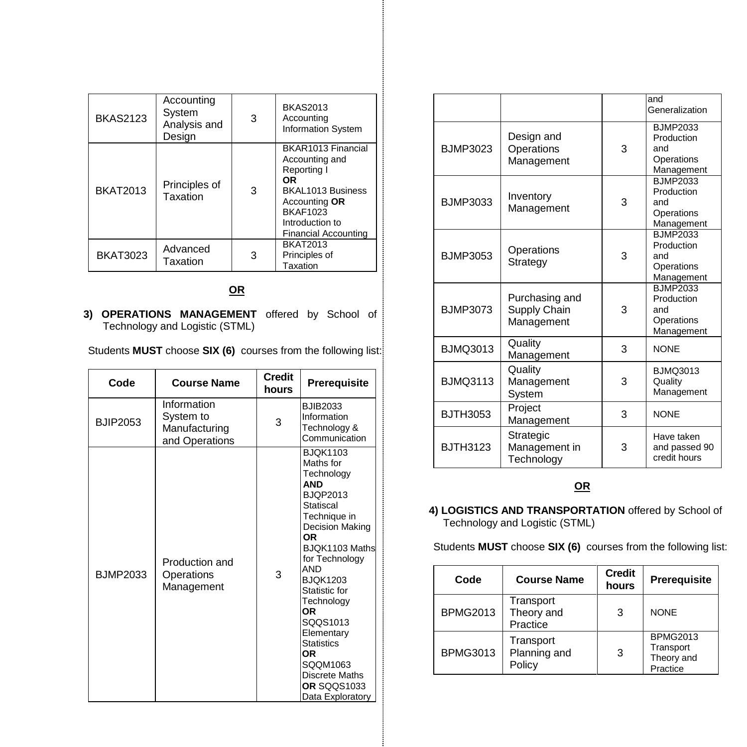| BKAS2123 | Accounting System Analysis and Design | 3 | BKAS2013 Accounting Information System |
|---|---|---|---|
| BKAT2013 | Principles of Taxation | 3 | BKAR1013 Financial Accounting and Reporting I **OR** BKAL1013 Business Accounting **OR** BKAF1023 Introduction to Financial Accounting |
| BKAT3023 | Advanced Taxation | 3 | BKAT2013 Principles of Taxation |

**OR**

**3) OPERATIONS MANAGEMENT** offered by School of Technology and Logistic (STML)

Students **MUST** choose **SIX (6)** courses from the following list:

| Code | Course Name | Credit hours | Prerequisite |
|---|---|---|---|
| BJIP2053 | Information System to Manufacturing and Operations | 3 | BJIB2033 Information Technology & Communication |
| BJMP2033 | Production and Operations Management | 3 | BJQK1103 Maths for Technology **AND** BJQP2013 Statiscal Technique in Decision Making **OR** BJQK1103 Maths for Technology AND BJQK1203 Statistic for Technology **OR** SQQS1013 Elementary Statistics **OR** SQQM1063 Discrete Maths **OR** SQQS1033 Data Exploratory and Generalization |
| BJMP3023 | Design and Operations Management | 3 | BJMP2033 Production and Operations Management |
| BJMP3033 | Inventory Management | 3 | BJMP2033 Production and Operations Management |
| BJMP3053 | Operations Strategy | 3 | BJMP2033 Production and Operations Management |
| BJMP3073 | Purchasing and Supply Chain Management | 3 | BJMP2033 Production and Operations Management |
| BJMQ3013 | Quality Management | 3 | NONE |
| BJMQ3113 | Quality Management System | 3 | BJMQ3013 Quality Management |
| BJTH3053 | Project Management | 3 | NONE |
| BJTH3123 | Strategic Management in Technology | 3 | Have taken and passed 90 credit hours |

**OR**

**4) LOGISTICS AND TRANSPORTATION** offered by School of Technology and Logistic (STML)

Students **MUST** choose **SIX (6)** courses from the following list:

| Code | Course Name | Credit hours | Prerequisite |
|---|---|---|---|
| BPMG2013 | Transport Theory and Practice | 3 | NONE |
| BPMG3013 | Transport Planning and Policy | 3 | BPMG2013 Transport Theory and Practice |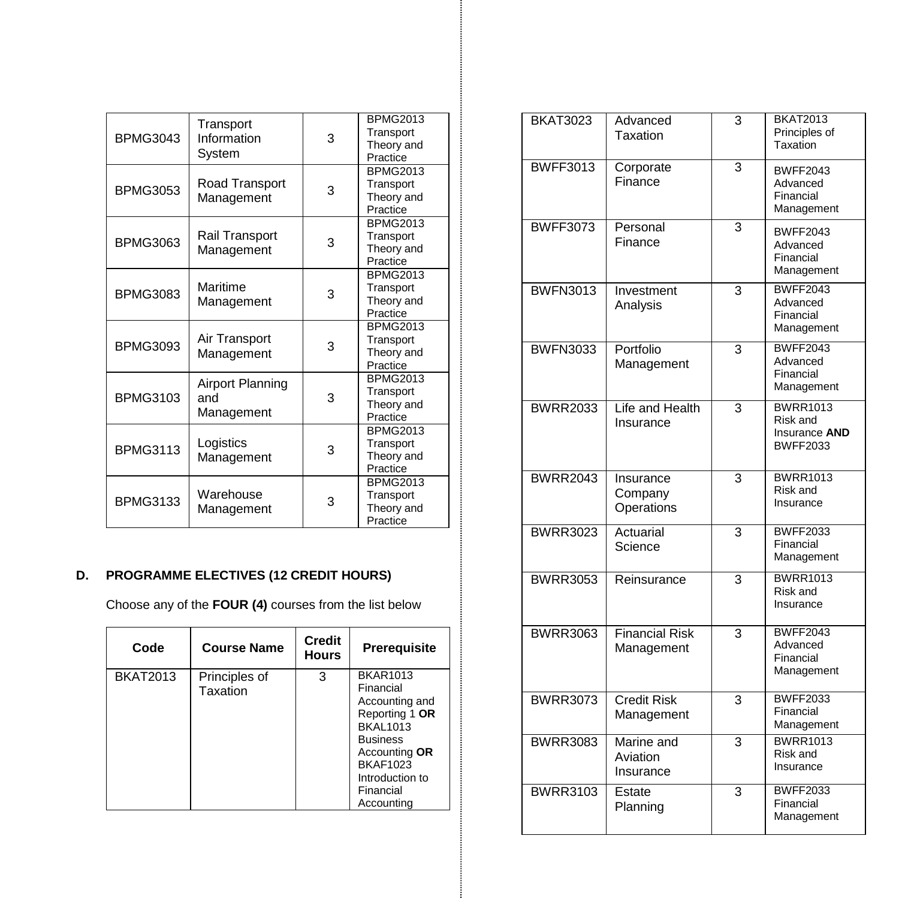| | | | |
|---|---|---|---|
| BPMG3043 | Transport Information System | 3 | BPMG2013 Transport Theory and Practice |
| BPMG3053 | Road Transport Management | 3 | BPMG2013 Transport Theory and Practice |
| BPMG3063 | Rail Transport Management | 3 | BPMG2013 Transport Theory and Practice |
| BPMG3083 | Maritime Management | 3 | BPMG2013 Transport Theory and Practice |
| BPMG3093 | Air Transport Management | 3 | BPMG2013 Transport Theory and Practice |
| BPMG3103 | Airport Planning and Management | 3 | BPMG2013 Transport Theory and Practice |
| BPMG3113 | Logistics Management | 3 | BPMG2013 Transport Theory and Practice |
| BPMG3133 | Warehouse Management | 3 | BPMG2013 Transport Theory and Practice |

## D. PROGRAMME ELECTIVES (12 CREDIT HOURS)

Choose any of the **FOUR (4)** courses from the list below

| Code | Course Name | Credit Hours | Prerequisite |
|---|---|---|---|
| BKAT2013 | Principles of Taxation | 3 | BKAR1013 Financial Accounting and Reporting 1 **OR** BKAL1013 Business Accounting **OR** BKAF1023 Introduction to Financial Accounting |
| BKAT3023 | Advanced Taxation | 3 | BKAT2013 Principles of Taxation |
| BWFF3013 | Corporate Finance | 3 | BWFF2043 Advanced Financial Management |
| BWFF3073 | Personal Finance | 3 | BWFF2043 Advanced Financial Management |
| BWFN3013 | Investment Analysis | 3 | BWFF2043 Advanced Financial Management |
| BWFN3033 | Portfolio Management | 3 | BWFF2043 Advanced Financial Management |
| BWRR2033 | Life and Health Insurance | 3 | BWRR1013 Risk and Insurance **AND** BWFF2033 |
| BWRR2043 | Insurance Company Operations | 3 | BWRR1013 Risk and Insurance |
| BWRR3023 | Actuarial Science | 3 | BWFF2033 Financial Management |
| BWRR3053 | Reinsurance | 3 | BWRR1013 Risk and Insurance |
| BWRR3063 | Financial Risk Management | 3 | BWFF2043 Advanced Financial Management |
| BWRR3073 | Credit Risk Management | 3 | BWFF2033 Financial Management |
| BWRR3083 | Marine and Aviation Insurance | 3 | BWRR1013 Risk and Insurance |
| BWRR3103 | Estate Planning | 3 | BWFF2033 Financial Management |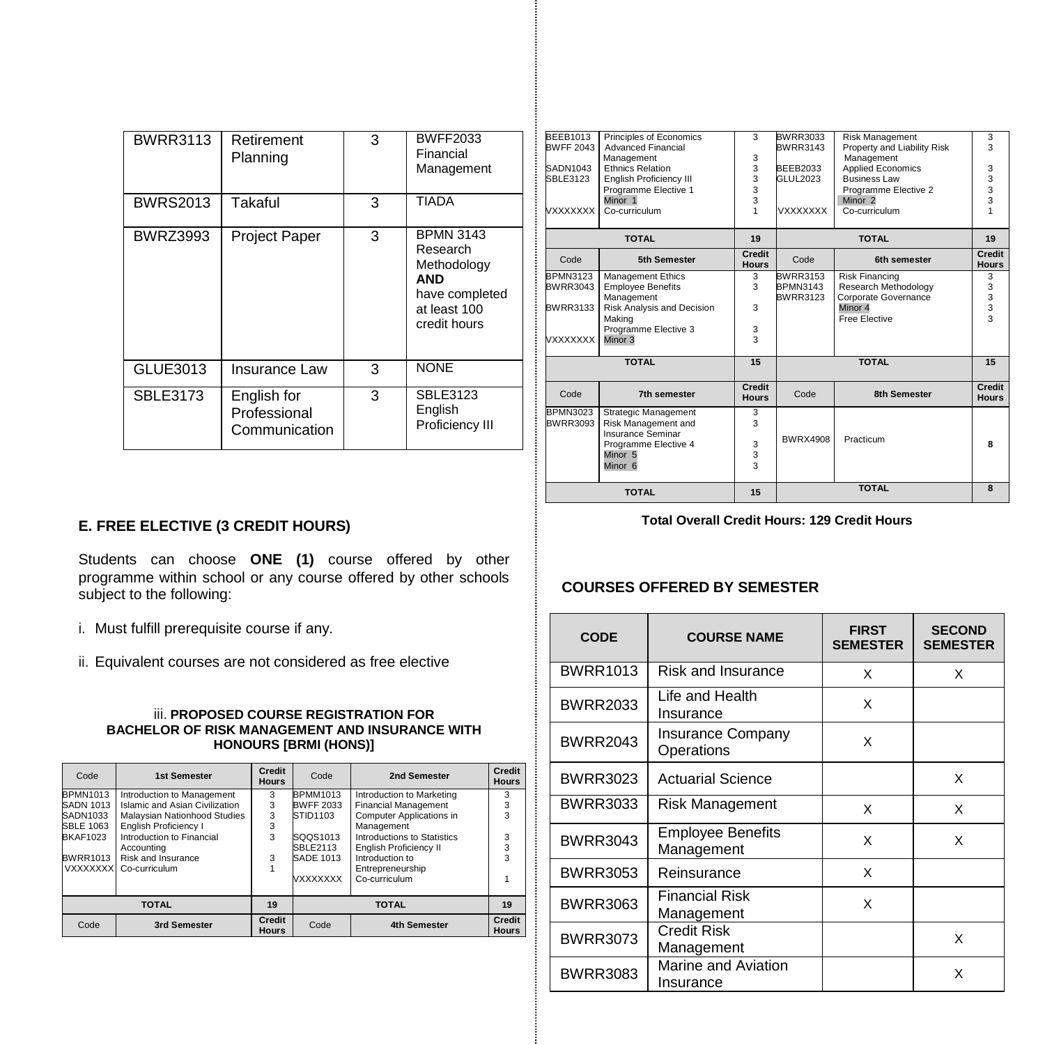| BWRR3113 | Retirement Planning | 3 | BWFF2033 Financial Management |
|---|---|---|---|
| BWRS2013 | Takaful | 3 | TIADA |
| BWRZ3993 | Project Paper | 3 | BPMN 3143 Research Methodology **AND** have completed at least 100 credit hours |
| GLUE3013 | Insurance Law | 3 | NONE |
| SBLE3173 | English for Professional Communication | 3 | SBLE3123 English Proficiency III |

### E. FREE ELECTIVE (3 CREDIT HOURS)

Students can choose **ONE (1)** course offered by other programme within school or any course offered by other schools subject to the following:

i. Must fulfill prerequisite course if any.

ii. Equivalent courses are not considered as free elective

iii. **PROPOSED COURSE REGISTRATION FOR BACHELOR OF RISK MANAGEMENT AND INSURANCE WITH HONOURS [BRMI (HONS)]**

| Code | 1st Semester | Credit Hours | Code | 2nd Semester | Credit Hours |
|---|---|---|---|---|---|
| BPMN1013 | Introduction to Management | 3 | BPMM1013 | Introduction to Marketing | 3 |
| SADN 1013 | Islamic and Asian Civilization | 3 | BWFF 2033 | Financial Management | 3 |
| SADN1033 | Malaysian Nationhood Studies | 3 | STID1103 | Computer Applications in Management | 3 |
| SBLE 1063 | English Proficiency I | 3 | SQQS1013 | Introductions to Statistics | 3 |
| BKAF1023 | Introduction to Financial Accounting | 3 | SBLE2113 | English Proficiency II | 3 |
| BWRR1013 | Risk and Insurance | 3 | SADE 1013 | Introduction to Entrepreneurship | 3 |
| VXXXXXXX | Co-curriculum | 1 | VXXXXXXX | Co-curriculum | 1 |
| TOTAL | | 19 | TOTAL | | 19 |
| Code | 3rd Semester | Credit Hours | Code | 4th Semester | Credit Hours |
| BEEB1013 | Principles of Economics | 3 | BWRR3033 | Risk Management | 3 |
| BWFF 2043 | Advanced Financial Management | 3 | BWRR3143 | Property and Liability Risk Management | 3 |
| SADN1043 | Ethnics Relation | 3 | BEEB2033 | Applied Economics | 3 |
| SBLE3123 | English Proficiency III | 3 | GLUL2023 | Business Law | 3 |
| | Programme Elective 1 | 3 | | Programme Elective 2 | 3 |
| | Minor 1 | 3 | | Minor 2 | 3 |
| VXXXXXXX | Co-curriculum | 1 | VXXXXXXX | Co-curriculum | 1 |
| TOTAL | | 19 | TOTAL | | 19 |
| Code | 5th Semester | Credit Hours | Code | 6th semester | Credit Hours |
| BPMN3123 | Management Ethics | 3 | BWRR3153 | Risk Financing | 3 |
| BWRR3043 | Employee Benefits Management | 3 | BPMN3143 | Research Methodology | 3 |
| BWRR3133 | Risk Analysis and Decision Making | 3 | BWRR3123 | Corporate Governance | 3 |
| | Programme Elective 3 | 3 | | Minor 4 | 3 |
| VXXXXXXX | Minor 3 | 3 | | Free Elective | 3 |
| TOTAL | | 15 | TOTAL | | 15 |
| Code | 7th semester | Credit Hours | Code | 8th Semester | Credit Hours |
| BPMN3023 | Strategic Management | 3 | BWRX4908 | Practicum | 8 |
| BWRR3093 | Risk Management and Insurance Seminar | 3 | | | |
| | Programme Elective 4 | 3 | | | |
| | Minor 5 | 3 | | | |
| | Minor 6 | 3 | | | |
| TOTAL | | 15 | TOTAL | | 8 |

**Total Overall Credit Hours: 129 Credit Hours**

### COURSES OFFERED BY SEMESTER

| CODE | COURSE NAME | FIRST SEMESTER | SECOND SEMESTER |
|---|---|---|---|
| BWRR1013 | Risk and Insurance | X | X |
| BWRR2033 | Life and Health Insurance | X | |
| BWRR2043 | Insurance Company Operations | X | |
| BWRR3023 | Actuarial Science | | X |
| BWRR3033 | Risk Management | X | X |
| BWRR3043 | Employee Benefits Management | X | X |
| BWRR3053 | Reinsurance | X | |
| BWRR3063 | Financial Risk Management | X | |
| BWRR3073 | Credit Risk Management | | X |
| BWRR3083 | Marine and Aviation Insurance | | X |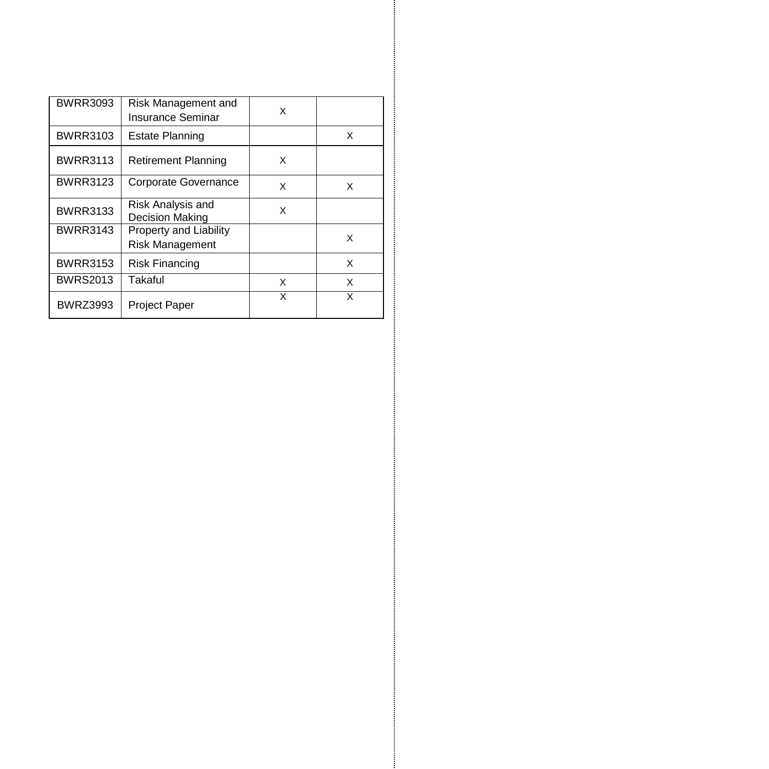| | | | |
|---|---|---|---|
| BWRR3093 | Risk Management and Insurance Seminar | X | |
| BWRR3103 | Estate Planning | | X |
| BWRR3113 | Retirement Planning | X | |
| BWRR3123 | Corporate Governance | X | X |
| BWRR3133 | Risk Analysis and Decision Making | X | |
| BWRR3143 | Property and Liability Risk Management | | X |
| BWRR3153 | Risk Financing | | X |
| BWRS2013 | Takaful | X | X |
| BWRZ3993 | Project Paper | X | X |